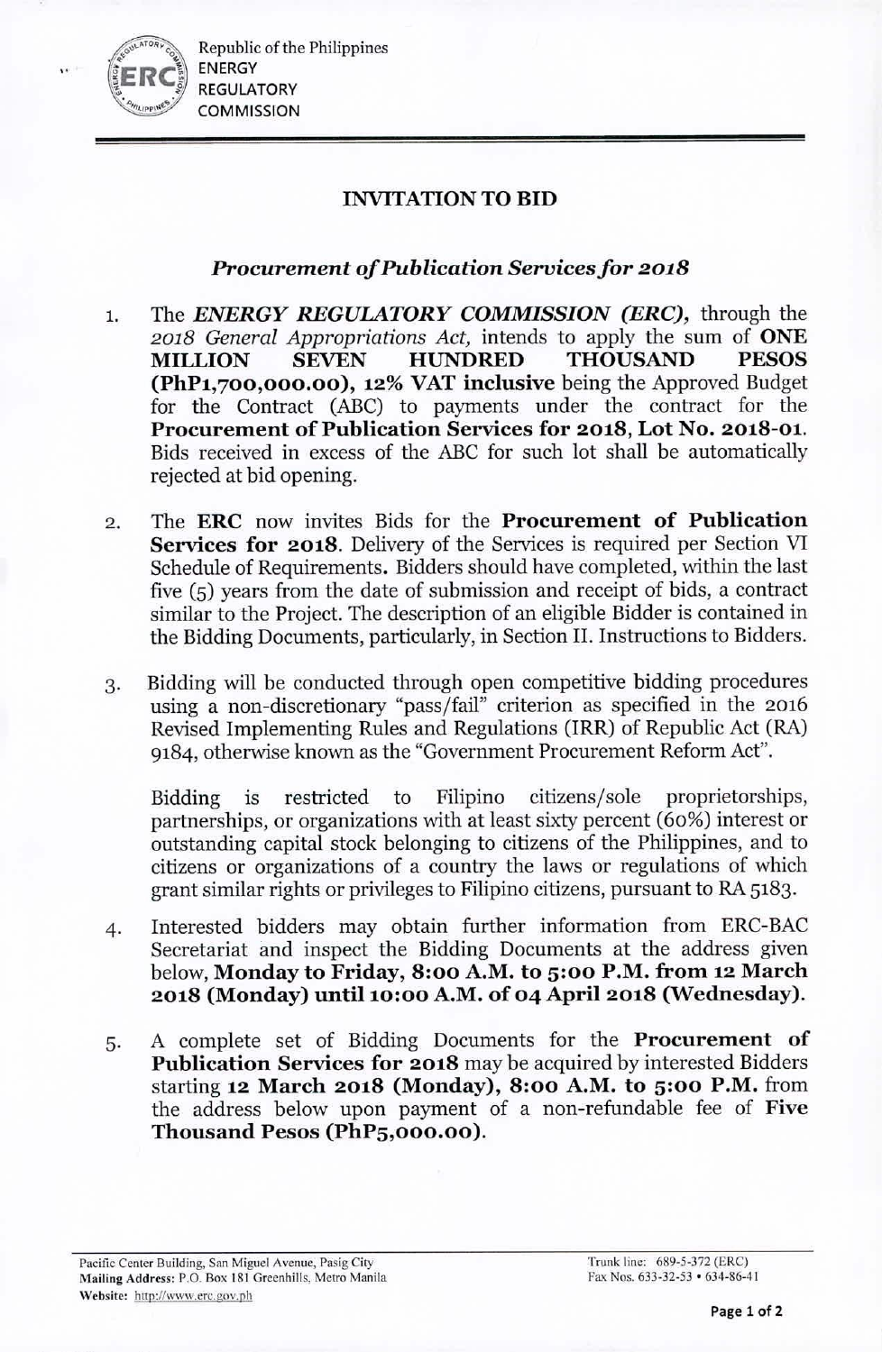Republic of the Philippines
ENERGY
REGULATORY
COMMISSION

## INVITATION TO BID

### *Procurement of Publication Services for 2018*

1. The ***ENERGY REGULATORY COMMISSION (ERC),*** through the *2018 General Appropriations Act,* intends to apply the sum of **ONE MILLION SEVEN HUNDRED THOUSAND PESOS (PhP1,700,000.00), 12% VAT inclusive** being the Approved Budget for the Contract (ABC) to payments under the contract for the **Procurement of Publication Services for 2018, Lot No. 2018-01.** Bids received in excess of the ABC for such lot shall be automatically rejected at bid opening.

2. The **ERC** now invites Bids for the **Procurement of Publication Services for 2018**. Delivery of the Services is required per Section VI Schedule of Requirements. Bidders should have completed, within the last five (5) years from the date of submission and receipt of bids, a contract similar to the Project. The description of an eligible Bidder is contained in the Bidding Documents, particularly, in Section II. Instructions to Bidders.

3. Bidding will be conducted through open competitive bidding procedures using a non-discretionary "pass/fail" criterion as specified in the 2016 Revised Implementing Rules and Regulations (IRR) of Republic Act (RA) 9184, otherwise known as the "Government Procurement Reform Act".

   Bidding is restricted to Filipino citizens/sole proprietorships, partnerships, or organizations with at least sixty percent (60%) interest or outstanding capital stock belonging to citizens of the Philippines, and to citizens or organizations of a country the laws or regulations of which grant similar rights or privileges to Filipino citizens, pursuant to RA 5183.

4. Interested bidders may obtain further information from ERC-BAC Secretariat and inspect the Bidding Documents at the address given below, **Monday to Friday, 8:00 A.M. to 5:00 P.M. from 12 March 2018 (Monday) until 10:00 A.M. of 04 April 2018 (Wednesday).**

5. A complete set of Bidding Documents for the **Procurement of Publication Services for 2018** may be acquired by interested Bidders starting **12 March 2018 (Monday), 8:00 A.M. to 5:00 P.M.** from the address below upon payment of a non-refundable fee of **Five Thousand Pesos (PhP5,000.00).**

Pacific Center Building, San Miguel Avenue, Pasig City
**Mailing Address:** P.O. Box 181 Greenhills, Metro Manila
**Website:** http://www.erc.gov.ph

Trunk line: 689-5-372 (ERC)
Fax Nos. 633-32-53 • 634-86-41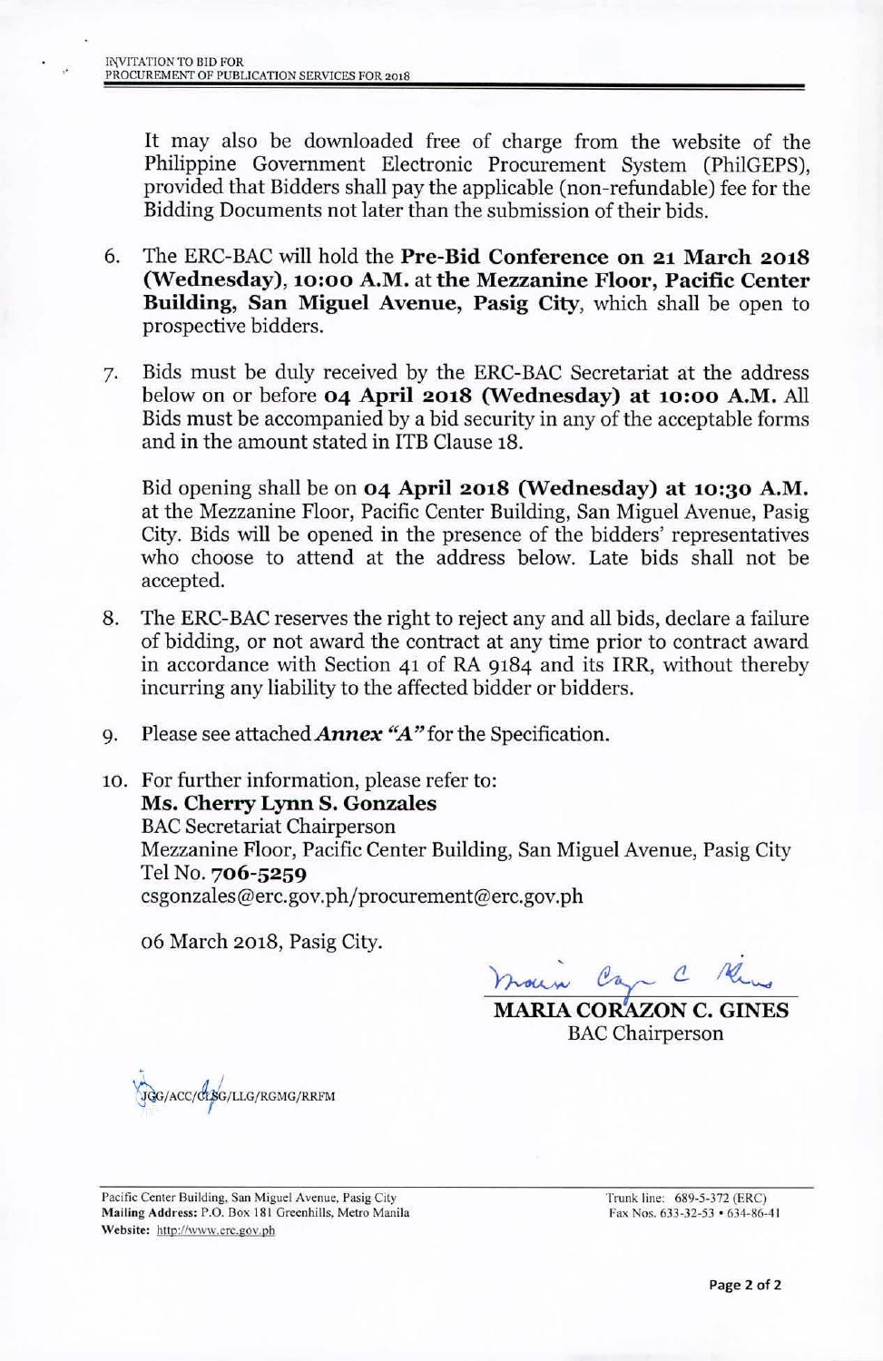It may also be downloaded free of charge from the website of the Philippine Government Electronic Procurement System (PhilGEPS), provided that Bidders shall pay the applicable (non-refundable) fee for the Bidding Documents not later than the submission of their bids.

6. The ERC-BAC will hold the **Pre-Bid Conference on 21 March 2018 (Wednesday), 10:00 A.M.** at **the Mezzanine Floor, Pacific Center Building, San Miguel Avenue, Pasig City**, which shall be open to prospective bidders.

7. Bids must be duly received by the ERC-BAC Secretariat at the address below on or before **04 April 2018 (Wednesday) at 10:00 A.M.** All Bids must be accompanied by a bid security in any of the acceptable forms and in the amount stated in ITB Clause 18.

   Bid opening shall be on **04 April 2018 (Wednesday) at 10:30 A.M.** at the Mezzanine Floor, Pacific Center Building, San Miguel Avenue, Pasig City. Bids will be opened in the presence of the bidders' representatives who choose to attend at the address below. Late bids shall not be accepted.

8. The ERC-BAC reserves the right to reject any and all bids, declare a failure of bidding, or not award the contract at any time prior to contract award in accordance with Section 41 of RA 9184 and its IRR, without thereby incurring any liability to the affected bidder or bidders.

9. Please see attached ***Annex "A"*** for the Specification.

10. For further information, please refer to:
    **Ms. Cherry Lynn S. Gonzales**
    BAC Secretariat Chairperson
    Mezzanine Floor, Pacific Center Building, San Miguel Avenue, Pasig City
    Tel No. **706-5259**
    csgonzales@erc.gov.ph/procurement@erc.gov.ph

06 March 2018, Pasig City.

**MARIA CORAZON C. GINES**
BAC Chairperson

JGG/ACC/CLSG/LLG/RGMG/RRFM

Pacific Center Building, San Miguel Avenue, Pasig City
**Mailing Address:** P.O. Box 181 Greenhills, Metro Manila
**Website:** http://www.erc.gov.ph

Trunk line: 689-5-372 (ERC)
Fax Nos. 633-32-53 • 634-86-41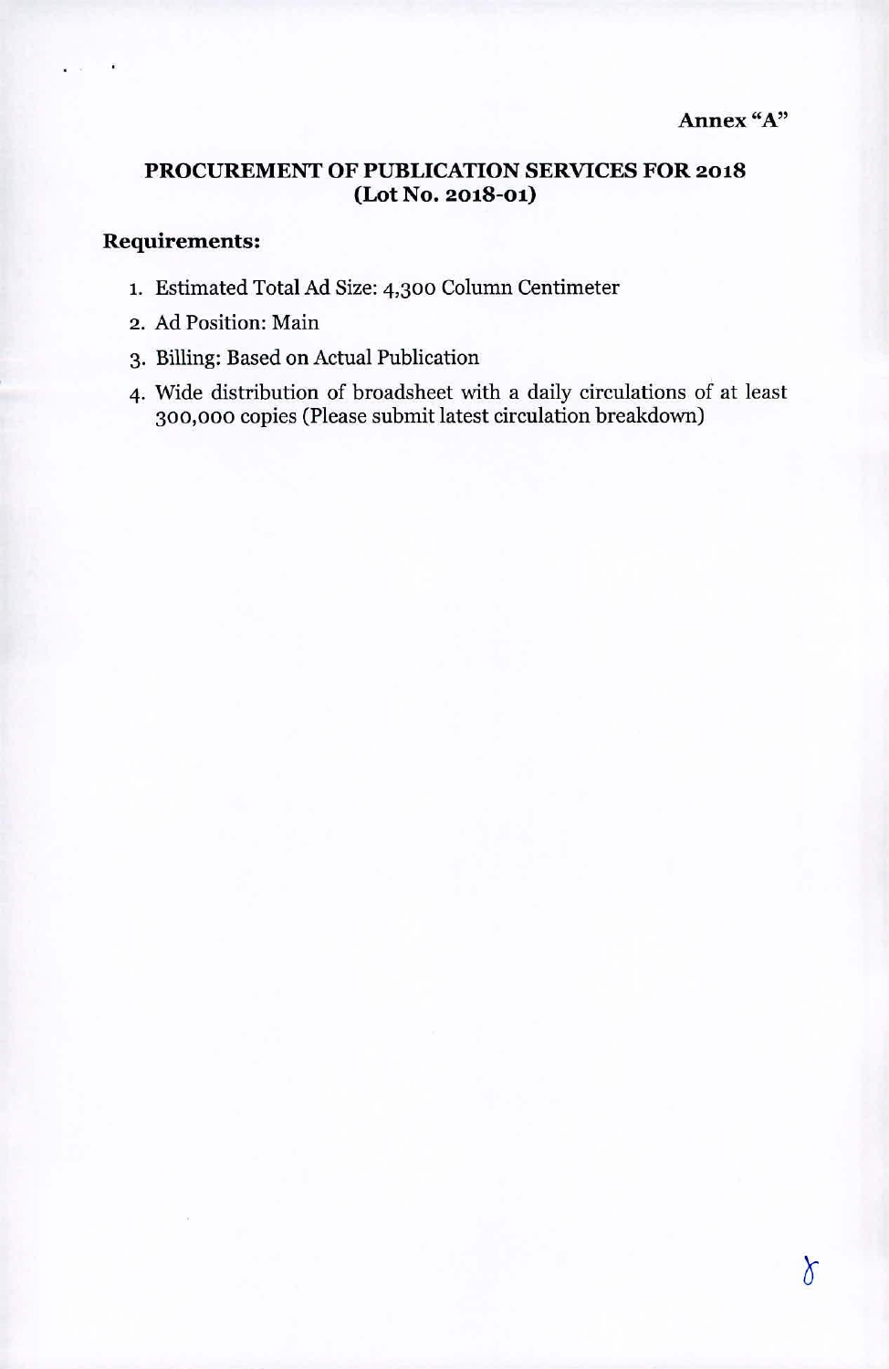Annex "A"

## PROCUREMENT OF PUBLICATION SERVICES FOR 2018 (Lot No. 2018-01)

**Requirements:**

1. Estimated Total Ad Size: 4,300 Column Centimeter
2. Ad Position: Main
3. Billing: Based on Actual Publication
4. Wide distribution of broadsheet with a daily circulations of at least 300,000 copies (Please submit latest circulation breakdown)